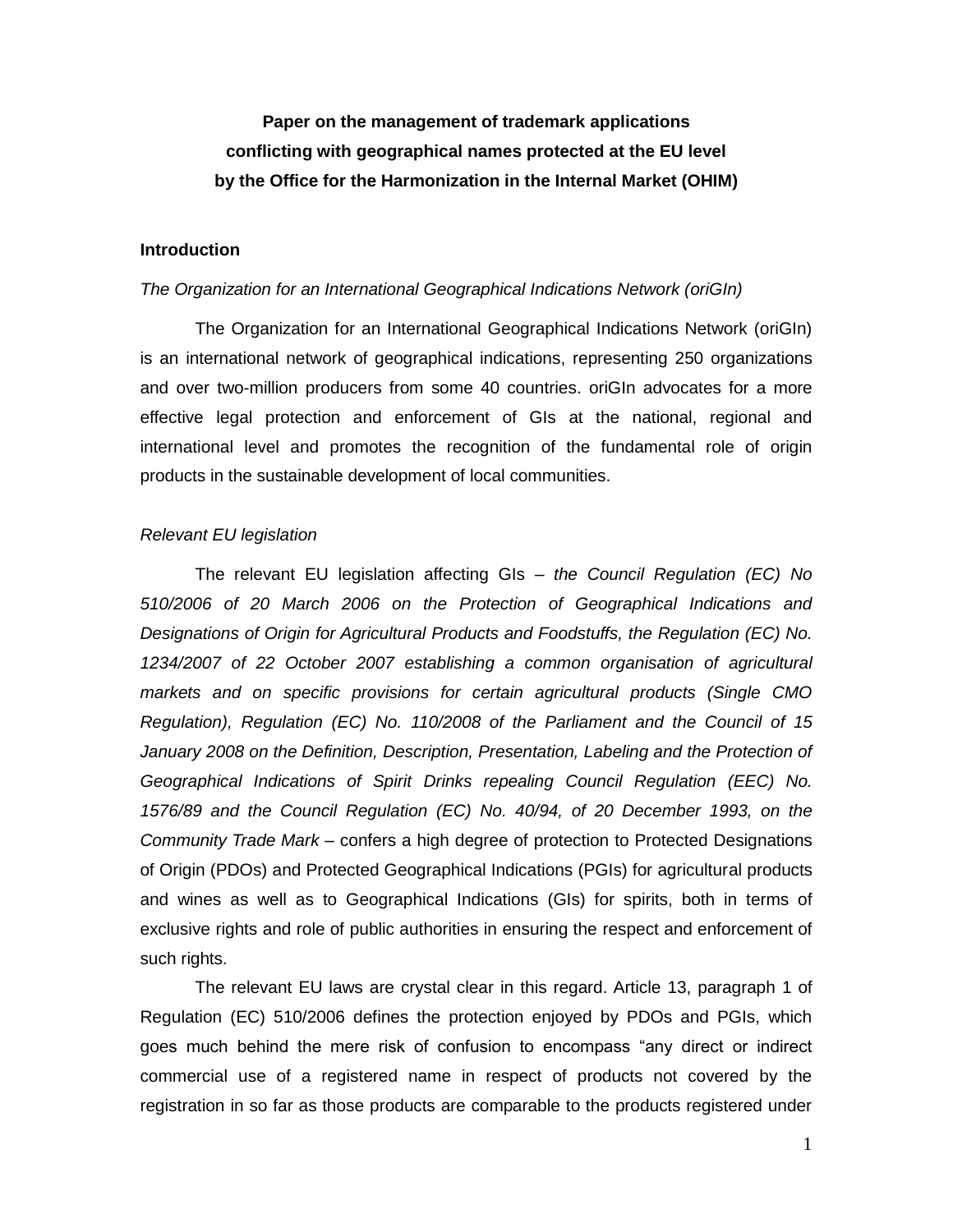**Paper on the management of trademark applications conflicting with geographical names protected at the EU level by the Office for the Harmonization in the Internal Market (OHIM)**

## Introduction

*The Organization for an International Geographical Indications Network (oriGIn)*

The Organization for an International Geographical Indications Network (oriGIn) is an international network of geographical indications, representing 250 organizations and over two-million producers from some 40 countries. oriGIn advocates for a more effective legal protection and enforcement of GIs at the national, regional and international level and promotes the recognition of the fundamental role of origin products in the sustainable development of local communities.

*Relevant EU legislation*

The relevant EU legislation affecting GIs – *the Council Regulation (EC) No 510/2006 of 20 March 2006 on the Protection of Geographical Indications and Designations of Origin for Agricultural Products and Foodstuffs, the Regulation (EC) No. 1234/2007 of 22 October 2007 establishing a common organisation of agricultural markets and on specific provisions for certain agricultural products (Single CMO Regulation), Regulation (EC) No. 110/2008 of the Parliament and the Council of 15 January 2008 on the Definition, Description, Presentation, Labeling and the Protection of Geographical Indications of Spirit Drinks repealing Council Regulation (EEC) No. 1576/89 and the Council Regulation (EC) No. 40/94, of 20 December 1993, on the Community Trade Mark* – confers a high degree of protection to Protected Designations of Origin (PDOs) and Protected Geographical Indications (PGIs) for agricultural products and wines as well as to Geographical Indications (GIs) for spirits, both in terms of exclusive rights and role of public authorities in ensuring the respect and enforcement of such rights.

The relevant EU laws are crystal clear in this regard. Article 13, paragraph 1 of Regulation (EC) 510/2006 defines the protection enjoyed by PDOs and PGIs, which goes much behind the mere risk of confusion to encompass "any direct or indirect commercial use of a registered name in respect of products not covered by the registration in so far as those products are comparable to the products registered under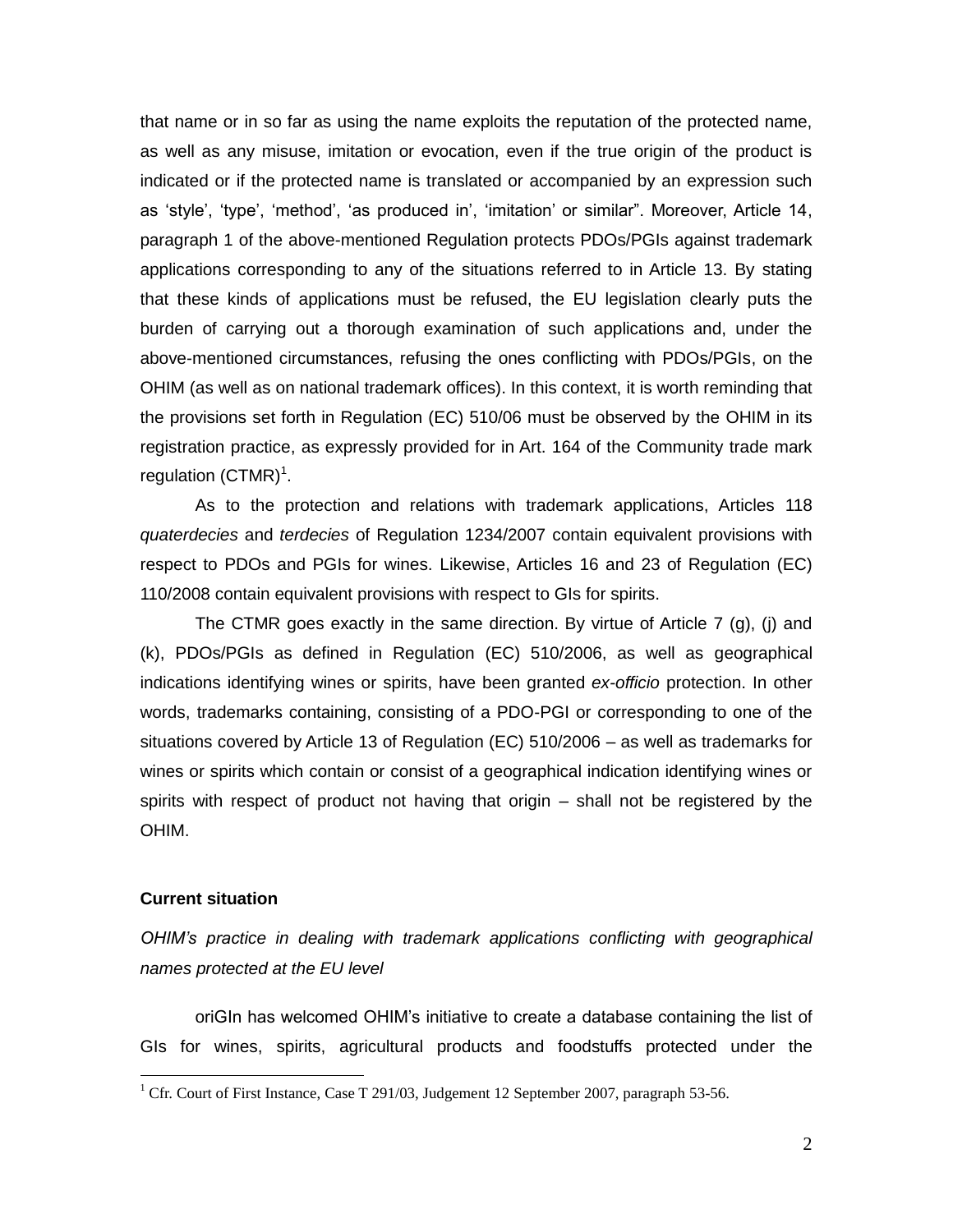that name or in so far as using the name exploits the reputation of the protected name, as well as any misuse, imitation or evocation, even if the true origin of the product is indicated or if the protected name is translated or accompanied by an expression such as 'style', 'type', 'method', 'as produced in', 'imitation' or similar". Moreover, Article 14, paragraph 1 of the above-mentioned Regulation protects PDOs/PGIs against trademark applications corresponding to any of the situations referred to in Article 13. By stating that these kinds of applications must be refused, the EU legislation clearly puts the burden of carrying out a thorough examination of such applications and, under the above-mentioned circumstances, refusing the ones conflicting with PDOs/PGIs, on the OHIM (as well as on national trademark offices). In this context, it is worth reminding that the provisions set forth in Regulation (EC) 510/06 must be observed by the OHIM in its registration practice, as expressly provided for in Art. 164 of the Community trade mark regulation (CTMR)[1].

As to the protection and relations with trademark applications, Articles 118 *quaterdecies* and *terdecies* of Regulation 1234/2007 contain equivalent provisions with respect to PDOs and PGIs for wines. Likewise, Articles 16 and 23 of Regulation (EC) 110/2008 contain equivalent provisions with respect to GIs for spirits.

The CTMR goes exactly in the same direction. By virtue of Article 7 (g), (j) and (k), PDOs/PGIs as defined in Regulation (EC) 510/2006, as well as geographical indications identifying wines or spirits, have been granted *ex-officio* protection. In other words, trademarks containing, consisting of a PDO-PGI or corresponding to one of the situations covered by Article 13 of Regulation (EC) 510/2006 – as well as trademarks for wines or spirits which contain or consist of a geographical indication identifying wines or spirits with respect of product not having that origin – shall not be registered by the OHIM.

**Current situation**

*OHIM's practice in dealing with trademark applications conflicting with geographical names protected at the EU level*

oriGIn has welcomed OHIM's initiative to create a database containing the list of GIs for wines, spirits, agricultural products and foodstuffs protected under the

[1] Cfr. Court of First Instance, Case T 291/03, Judgement 12 September 2007, paragraph 53-56.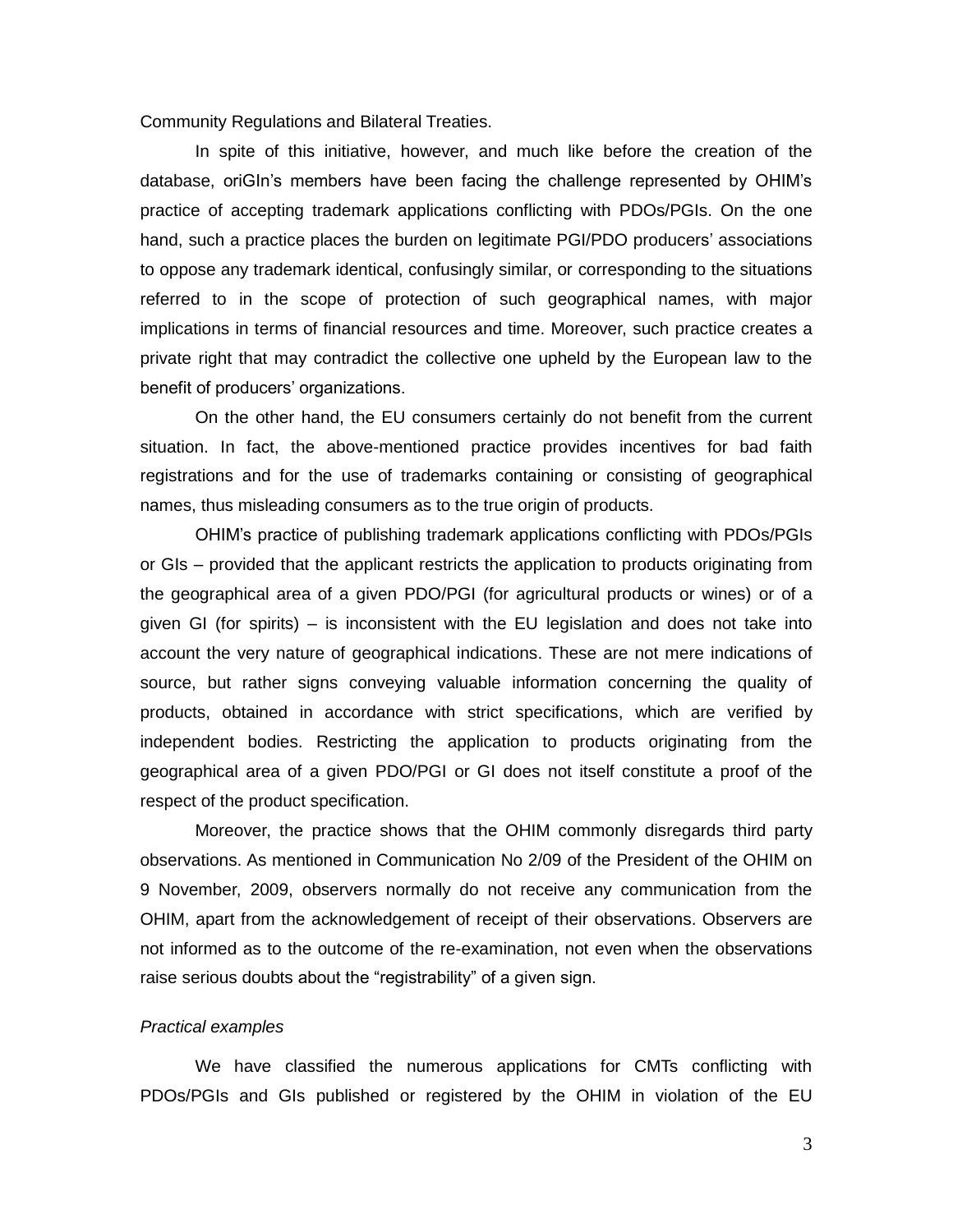Community Regulations and Bilateral Treaties.

In spite of this initiative, however, and much like before the creation of the database, oriGIn's members have been facing the challenge represented by OHIM's practice of accepting trademark applications conflicting with PDOs/PGIs. On the one hand, such a practice places the burden on legitimate PGI/PDO producers' associations to oppose any trademark identical, confusingly similar, or corresponding to the situations referred to in the scope of protection of such geographical names, with major implications in terms of financial resources and time. Moreover, such practice creates a private right that may contradict the collective one upheld by the European law to the benefit of producers' organizations.

On the other hand, the EU consumers certainly do not benefit from the current situation. In fact, the above-mentioned practice provides incentives for bad faith registrations and for the use of trademarks containing or consisting of geographical names, thus misleading consumers as to the true origin of products.

OHIM's practice of publishing trademark applications conflicting with PDOs/PGIs or GIs – provided that the applicant restricts the application to products originating from the geographical area of a given PDO/PGI (for agricultural products or wines) or of a given GI (for spirits) – is inconsistent with the EU legislation and does not take into account the very nature of geographical indications. These are not mere indications of source, but rather signs conveying valuable information concerning the quality of products, obtained in accordance with strict specifications, which are verified by independent bodies. Restricting the application to products originating from the geographical area of a given PDO/PGI or GI does not itself constitute a proof of the respect of the product specification.

Moreover, the practice shows that the OHIM commonly disregards third party observations. As mentioned in Communication No 2/09 of the President of the OHIM on 9 November, 2009, observers normally do not receive any communication from the OHIM, apart from the acknowledgement of receipt of their observations. Observers are not informed as to the outcome of the re-examination, not even when the observations raise serious doubts about the "registrability" of a given sign.

*Practical examples*

We have classified the numerous applications for CMTs conflicting with PDOs/PGIs and GIs published or registered by the OHIM in violation of the EU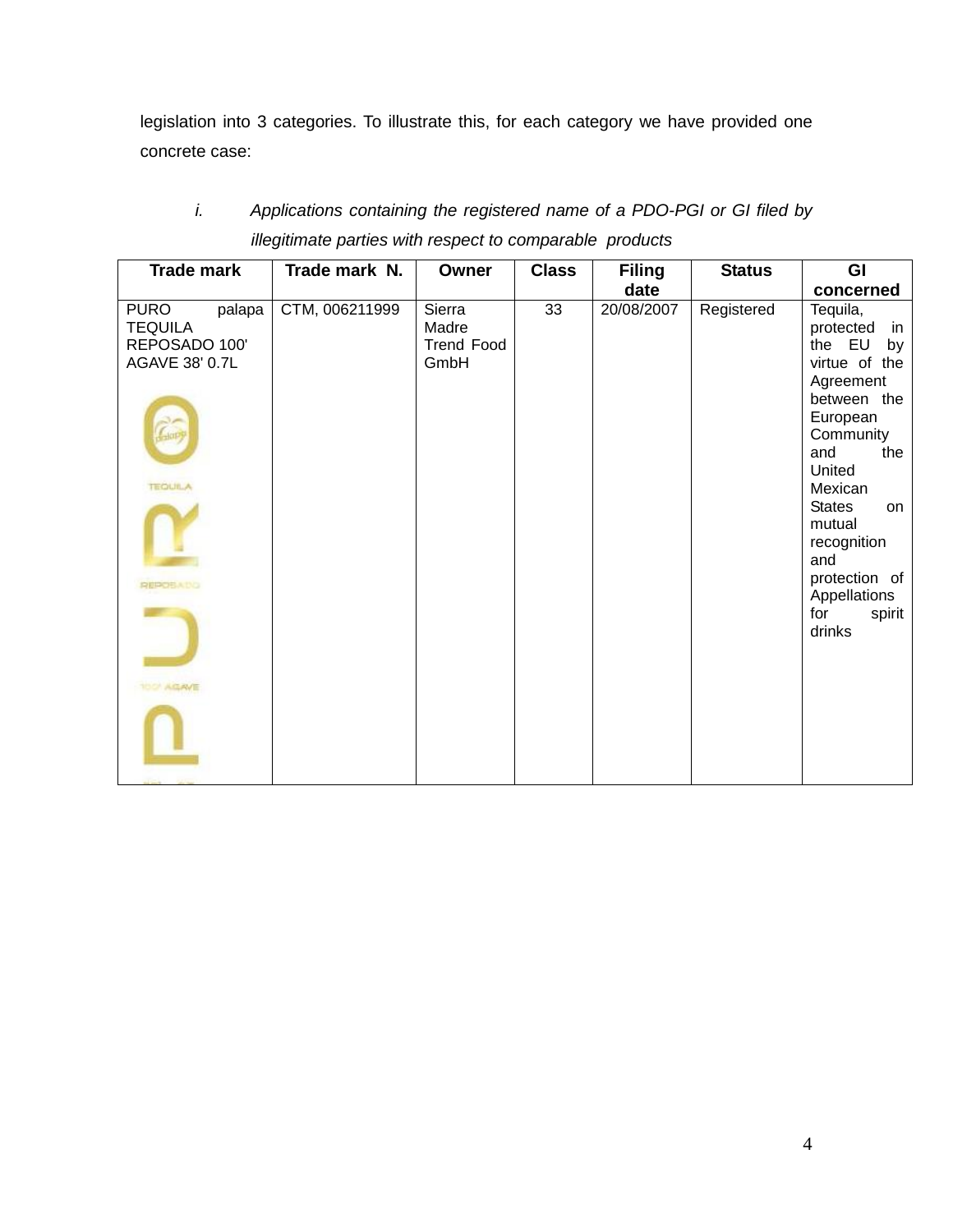legislation into 3 categories. To illustrate this, for each category we have provided one concrete case:

i. *Applications containing the registered name of a PDO-PGI or GI filed by illegitimate parties with respect to comparable products*

| Trade mark | Trade mark N. | Owner | Class | Filing date | Status | GI concerned |
|---|---|---|---|---|---|---|
| PURO palapa TEQUILA REPOSADO 100' AGAVE 38' 0.7L | CTM, 006211999 | Sierra Madre Trend Food GmbH | 33 | 20/08/2007 | Registered | Tequila, protected in the EU by virtue of the Agreement between the European Community and the United Mexican States on mutual recognition and protection of Appellations for spirit drinks |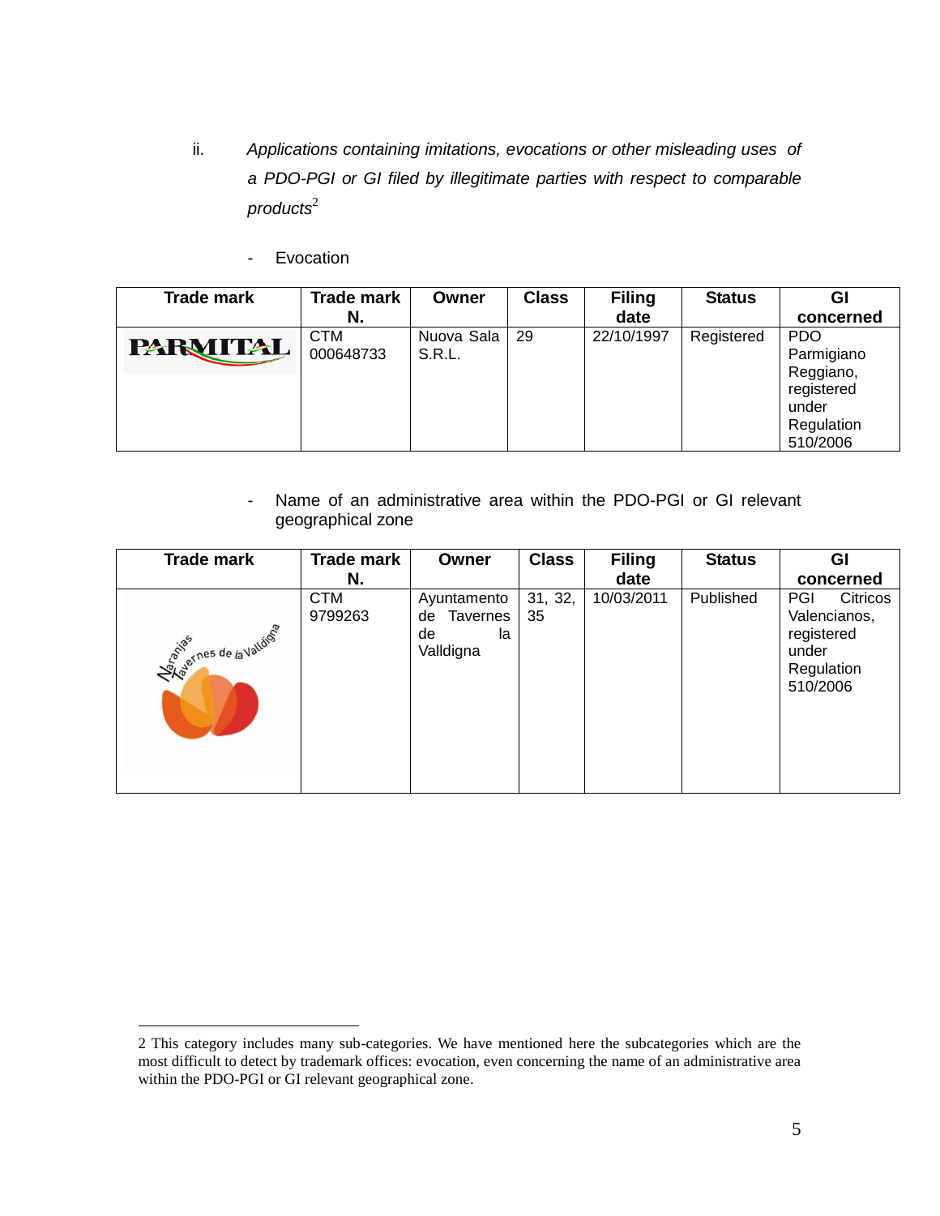ii. *Applications containing imitations, evocations or other misleading uses of a PDO-PGI or GI filed by illegitimate parties with respect to comparable products*[2]

- Evocation

| Trade mark | Trade mark N. | Owner | Class | Filing date | Status | GI concerned |
|---|---|---|---|---|---|---|
| PARMITAL | CTM 000648733 | Nuova Sala S.R.L. | 29 | 22/10/1997 | Registered | PDO Parmigiano Reggiano, registered under Regulation 510/2006 |

- Name of an administrative area within the PDO-PGI or GI relevant geographical zone

| Trade mark | Trade mark N. | Owner | Class | Filing date | Status | GI concerned |
|---|---|---|---|---|---|---|
| Naranjas Tavernes de la Valldigna | CTM 9799263 | Ayuntamento de Tavernes de la Valldigna | 31, 32, 35 | 10/03/2011 | Published | PGI Citricos Valencianos, registered under Regulation 510/2006 |

2 This category includes many sub-categories. We have mentioned here the subcategories which are the most difficult to detect by trademark offices: evocation, even concerning the name of an administrative area within the PDO-PGI or GI relevant geographical zone.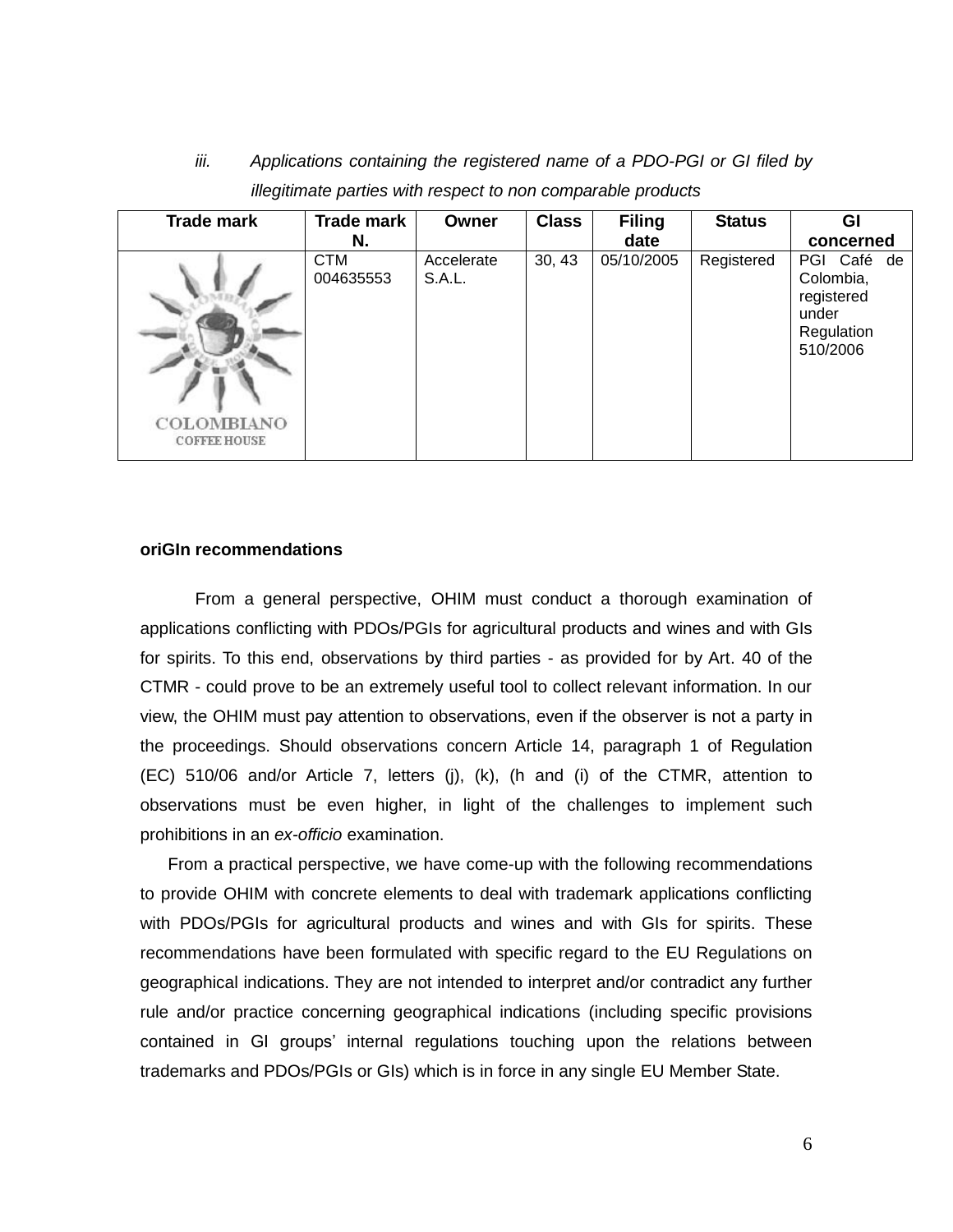iii. *Applications containing the registered name of a PDO-PGI or GI filed by illegitimate parties with respect to non comparable products*

| Trade mark | Trade mark N. | Owner | Class | Filing date | Status | GI concerned |
|---|---|---|---|---|---|---|
| COLOMBIANO COFFEE HOUSE | CTM 004635553 | Accelerate S.A.L. | 30, 43 | 05/10/2005 | Registered | PGI Café de Colombia, registered under Regulation 510/2006 |

**oriGIn recommendations**

From a general perspective, OHIM must conduct a thorough examination of applications conflicting with PDOs/PGIs for agricultural products and wines and with GIs for spirits. To this end, observations by third parties - as provided for by Art. 40 of the CTMR - could prove to be an extremely useful tool to collect relevant information. In our view, the OHIM must pay attention to observations, even if the observer is not a party in the proceedings. Should observations concern Article 14, paragraph 1 of Regulation (EC) 510/06 and/or Article 7, letters (j), (k), (h and (i) of the CTMR, attention to observations must be even higher, in light of the challenges to implement such prohibitions in an *ex-officio* examination.

From a practical perspective, we have come-up with the following recommendations to provide OHIM with concrete elements to deal with trademark applications conflicting with PDOs/PGIs for agricultural products and wines and with GIs for spirits. These recommendations have been formulated with specific regard to the EU Regulations on geographical indications. They are not intended to interpret and/or contradict any further rule and/or practice concerning geographical indications (including specific provisions contained in GI groups' internal regulations touching upon the relations between trademarks and PDOs/PGIs or GIs) which is in force in any single EU Member State.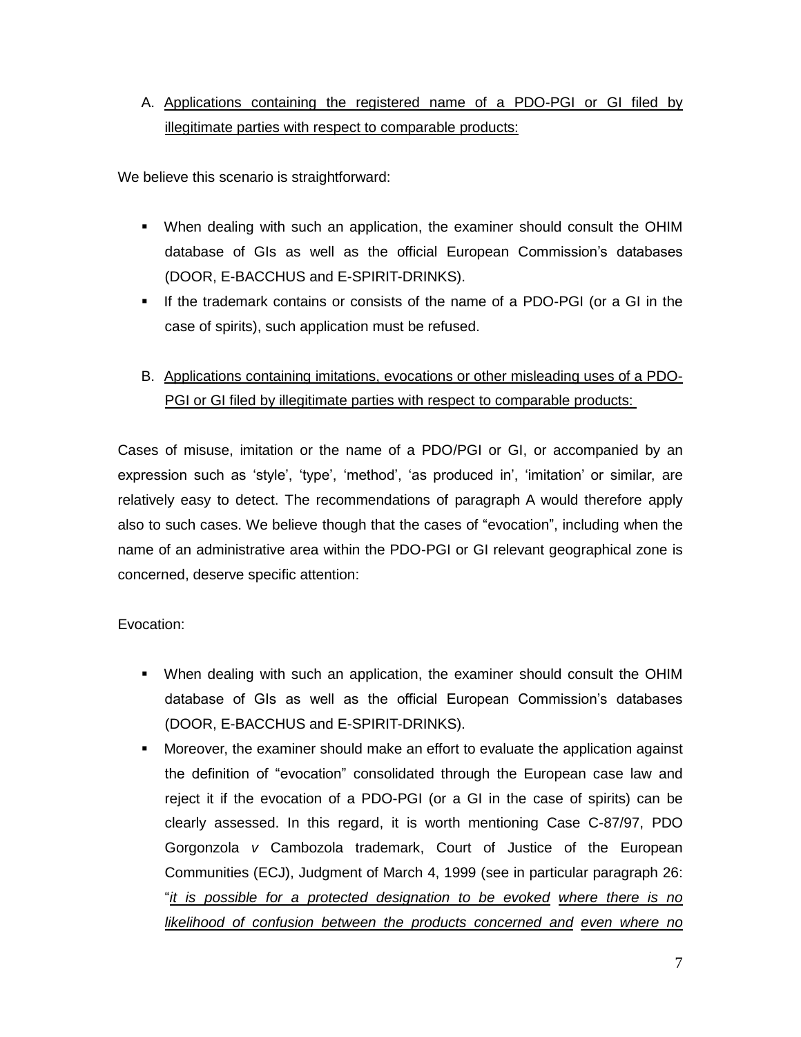A. <u>Applications containing the registered name of a PDO-PGI or GI filed by illegitimate parties with respect to comparable products:</u>

We believe this scenario is straightforward:

- When dealing with such an application, the examiner should consult the OHIM database of GIs as well as the official European Commission's databases (DOOR, E-BACCHUS and E-SPIRIT-DRINKS).
- If the trademark contains or consists of the name of a PDO-PGI (or a GI in the case of spirits), such application must be refused.

B. <u>Applications containing imitations, evocations or other misleading uses of a PDO-PGI or GI filed by illegitimate parties with respect to comparable products:</u>

Cases of misuse, imitation or the name of a PDO/PGI or GI, or accompanied by an expression such as 'style', 'type', 'method', 'as produced in', 'imitation' or similar, are relatively easy to detect. The recommendations of paragraph A would therefore apply also to such cases. We believe though that the cases of "evocation", including when the name of an administrative area within the PDO-PGI or GI relevant geographical zone is concerned, deserve specific attention:

Evocation:

- When dealing with such an application, the examiner should consult the OHIM database of GIs as well as the official European Commission's databases (DOOR, E-BACCHUS and E-SPIRIT-DRINKS).
- Moreover, the examiner should make an effort to evaluate the application against the definition of "evocation" consolidated through the European case law and reject it if the evocation of a PDO-PGI (or a GI in the case of spirits) can be clearly assessed. In this regard, it is worth mentioning Case C-87/97, PDO Gorgonzola *v* Cambozola trademark, Court of Justice of the European Communities (ECJ), Judgment of March 4, 1999 (see in particular paragraph 26: "*<u>it is possible for a protected designation to be evoked</u> <u>where there is no likelihood of confusion between the products concerned and</u> <u>even where no</u>*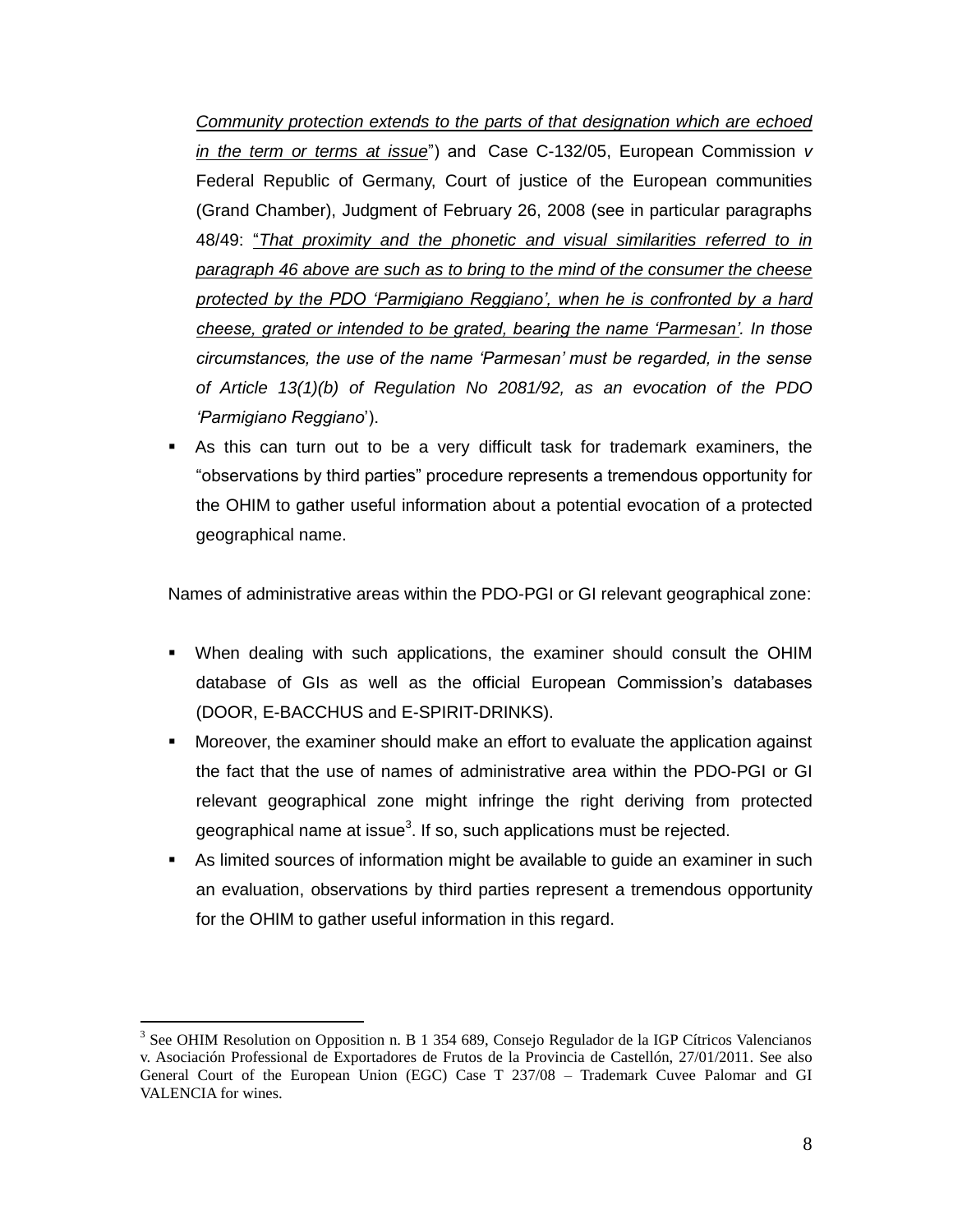*<u>Community protection extends to the parts of that designation which are echoed in the term or terms at issue</u>*") and Case C-132/05, European Commission *v* Federal Republic of Germany, Court of justice of the European communities (Grand Chamber), Judgment of February 26, 2008 (see in particular paragraphs 48/49: "*<u>That proximity and the phonetic and visual similarities referred to in paragraph 46 above are such as to bring to the mind of the consumer the cheese protected by the PDO 'Parmigiano Reggiano', when he is confronted by a hard cheese, grated or intended to be grated, bearing the name 'Parmesan'</u>. In those circumstances, the use of the name 'Parmesan' must be regarded, in the sense of Article 13(1)(b) of Regulation No 2081/92, as an evocation of the PDO 'Parmigiano Reggiano*').

- As this can turn out to be a very difficult task for trademark examiners, the "observations by third parties" procedure represents a tremendous opportunity for the OHIM to gather useful information about a potential evocation of a protected geographical name.

Names of administrative areas within the PDO-PGI or GI relevant geographical zone:

- When dealing with such applications, the examiner should consult the OHIM database of GIs as well as the official European Commission's databases (DOOR, E-BACCHUS and E-SPIRIT-DRINKS).
- Moreover, the examiner should make an effort to evaluate the application against the fact that the use of names of administrative area within the PDO-PGI or GI relevant geographical zone might infringe the right deriving from protected geographical name at issue[3]. If so, such applications must be rejected.
- As limited sources of information might be available to guide an examiner in such an evaluation, observations by third parties represent a tremendous opportunity for the OHIM to gather useful information in this regard.

---

[3] See OHIM Resolution on Opposition n. B 1 354 689, Consejo Regulador de la IGP Cítricos Valencianos v. Asociación Professional de Exportadores de Frutos de la Provincia de Castellón, 27/01/2011. See also General Court of the European Union (EGC) Case T 237/08 – Trademark Cuvee Palomar and GI VALENCIA for wines.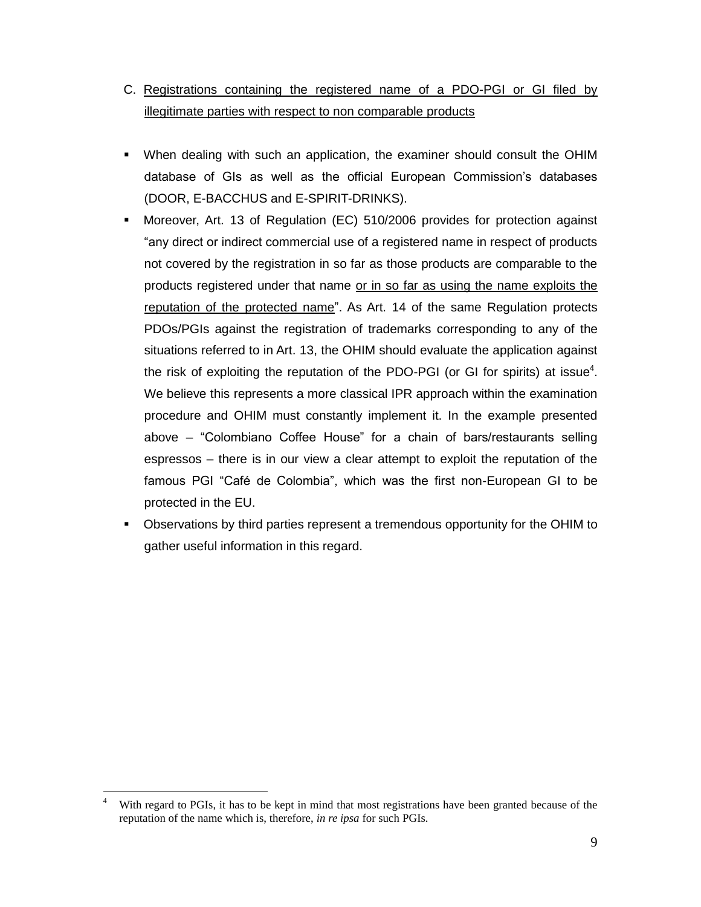C. <u>Registrations containing the registered name of a PDO-PGI or GI filed by illegitimate parties with respect to non comparable products</u>

- When dealing with such an application, the examiner should consult the OHIM database of GIs as well as the official European Commission's databases (DOOR, E-BACCHUS and E-SPIRIT-DRINKS).
- Moreover, Art. 13 of Regulation (EC) 510/2006 provides for protection against "any direct or indirect commercial use of a registered name in respect of products not covered by the registration in so far as those products are comparable to the products registered under that name <u>or in so far as using the name exploits the reputation of the protected name</u>". As Art. 14 of the same Regulation protects PDOs/PGIs against the registration of trademarks corresponding to any of the situations referred to in Art. 13, the OHIM should evaluate the application against the risk of exploiting the reputation of the PDO-PGI (or GI for spirits) at issue[4]. We believe this represents a more classical IPR approach within the examination procedure and OHIM must constantly implement it. In the example presented above – "Colombiano Coffee House" for a chain of bars/restaurants selling espressos – there is in our view a clear attempt to exploit the reputation of the famous PGI "Café de Colombia", which was the first non-European GI to be protected in the EU.
- Observations by third parties represent a tremendous opportunity for the OHIM to gather useful information in this regard.

[4] With regard to PGIs, it has to be kept in mind that most registrations have been granted because of the reputation of the name which is, therefore, *in re ipsa* for such PGIs.